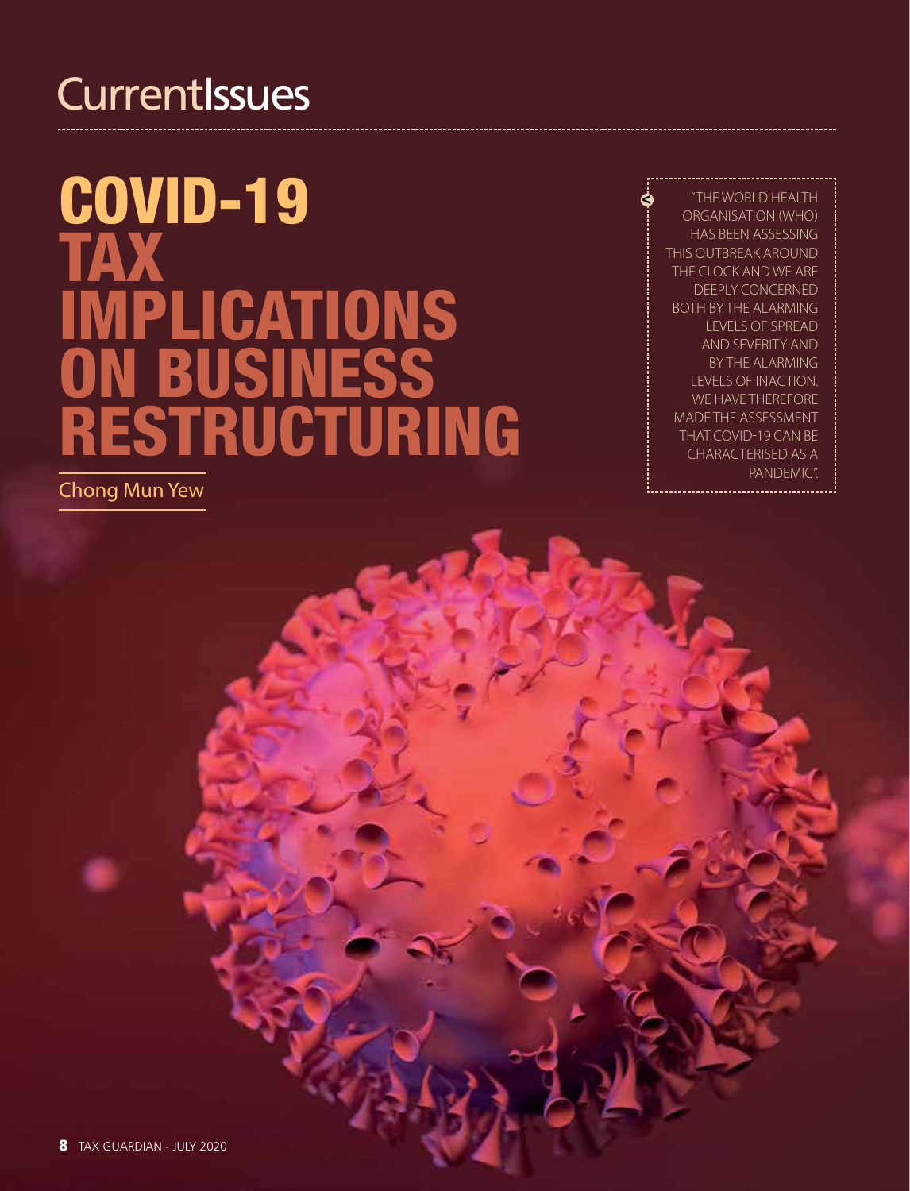# COVID-19 TAX IMPLICATIONS ON BUSINESS RESTRUCTURING

Chong Mun Yew

"THE WORLD HEALTH ORGANISATION (WHO) HAS BEEN ASSESSING THIS OUTBREAK AROUND THE CLOCK AND WE ARE DEEPLY CONCERNED BOTH BY THE ALARMING LEVELS OF SPREAD AND SEVERITY AND BY THE ALARMING LEVELS OF INACTION. WE HAVE THEREFORE MADE THE ASSESSMENT THAT COVID-19 CAN BE CHARACTERISED AS A PANDEMIC".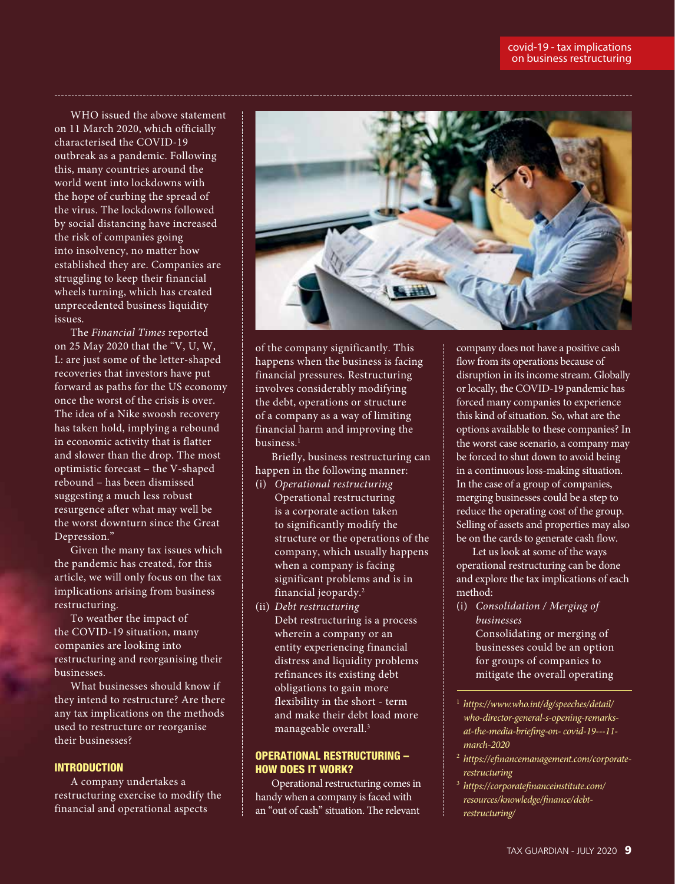WHO issued the above statement on 11 March 2020, which officially characterised the COVID-19 outbreak as a pandemic. Following this, many countries around the world went into lockdowns with the hope of curbing the spread of the virus. The lockdowns followed by social distancing have increased the risk of companies going into insolvency, no matter how established they are. Companies are struggling to keep their financial wheels turning, which has created unprecedented business liquidity issues.

The *Financial Times* reported on 25 May 2020 that the "V, U, W, L: are just some of the letter-shaped recoveries that investors have put forward as paths for the US economy once the worst of the crisis is over. The idea of a Nike swoosh recovery has taken hold, implying a rebound in economic activity that is flatter and slower than the drop. The most optimistic forecast – the V-shaped rebound – has been dismissed suggesting a much less robust resurgence after what may well be the worst downturn since the Great Depression."

Given the many tax issues which the pandemic has created, for this article, we will only focus on the tax implications arising from business restructuring.

To weather the impact of the COVID-19 situation, many companies are looking into restructuring and reorganising their businesses.

What businesses should know if they intend to restructure? Are there any tax implications on the methods used to restructure or reorganise their businesses?

## INTRODUCTION

A company undertakes a restructuring exercise to modify the financial and operational aspects of the company significantly. This happens when the business is facing financial pressures. Restructuring involves considerably modifying the debt, operations or structure of a company as a way of limiting financial harm and improving the business.[1]

Briefly, business restructuring can happen in the following manner:

(i) *Operational restructuring*
Operational restructuring is a corporate action taken to significantly modify the structure or the operations of the company, which usually happens when a company is facing significant problems and is in financial jeopardy.[2]

(ii) *Debt restructuring*
Debt restructuring is a process wherein a company or an entity experiencing financial distress and liquidity problems refinances its existing debt obligations to gain more flexibility in the short - term and make their debt load more manageable overall.[3]

## OPERATIONAL RESTRUCTURING – HOW DOES IT WORK?

Operational restructuring comes in handy when a company is faced with an "out of cash" situation. The relevant company does not have a positive cash flow from its operations because of disruption in its income stream. Globally or locally, the COVID-19 pandemic has forced many companies to experience this kind of situation. So, what are the options available to these companies? In the worst case scenario, a company may be forced to shut down to avoid being in a continuous loss-making situation. In the case of a group of companies, merging businesses could be a step to reduce the operating cost of the group. Selling of assets and properties may also be on the cards to generate cash flow.

Let us look at some of the ways operational restructuring can be done and explore the tax implications of each method:

(i) *Consolidation / Merging of businesses*
Consolidating or merging of businesses could be an option for groups of companies to mitigate the overall operating

---

[1] *https://www.who.int/dg/speeches/detail/who-director-general-s-opening-remarks-at-the-media-briefing-on- covid-19---11-march-2020*

[2] *https://efinancemanagement.com/corporate-restructuring*

[3] *https://corporatefinanceinstitute.com/resources/knowledge/finance/debt-restructuring/*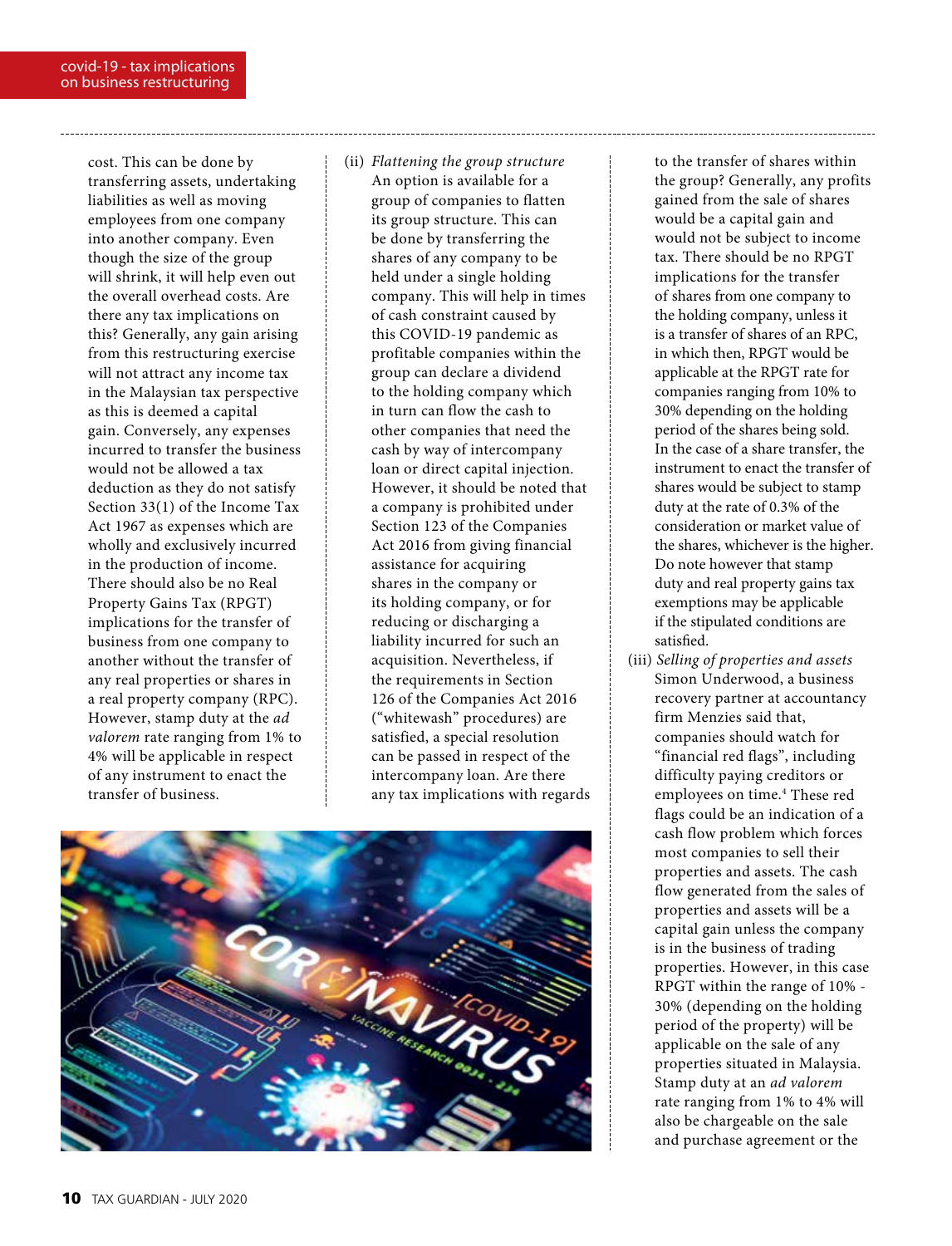cost. This can be done by transferring assets, undertaking liabilities as well as moving employees from one company into another company. Even though the size of the group will shrink, it will help even out the overall overhead costs. Are there any tax implications on this? Generally, any gain arising from this restructuring exercise will not attract any income tax in the Malaysian tax perspective as this is deemed a capital gain. Conversely, any expenses incurred to transfer the business would not be allowed a tax deduction as they do not satisfy Section 33(1) of the Income Tax Act 1967 as expenses which are wholly and exclusively incurred in the production of income. There should also be no Real Property Gains Tax (RPGT) implications for the transfer of business from one company to another without the transfer of any real properties or shares in a real property company (RPC). However, stamp duty at the *ad valorem* rate ranging from 1% to 4% will be applicable in respect of any instrument to enact the transfer of business.

(ii) *Flattening the group structure*
An option is available for a group of companies to flatten its group structure. This can be done by transferring the shares of any company to be held under a single holding company. This will help in times of cash constraint caused by this COVID-19 pandemic as profitable companies within the group can declare a dividend to the holding company which in turn can flow the cash to other companies that need the cash by way of intercompany loan or direct capital injection. However, it should be noted that a company is prohibited under Section 123 of the Companies Act 2016 from giving financial assistance for acquiring shares in the company or its holding company, or for reducing or discharging a liability incurred for such an acquisition. Nevertheless, if the requirements in Section 126 of the Companies Act 2016 ("whitewash" procedures) are satisfied, a special resolution can be passed in respect of the intercompany loan. Are there any tax implications with regards to the transfer of shares within the group? Generally, any profits gained from the sale of shares would be a capital gain and would not be subject to income tax. There should be no RPGT implications for the transfer of shares from one company to the holding company, unless it is a transfer of shares of an RPC, in which then, RPGT would be applicable at the RPGT rate for companies ranging from 10% to 30% depending on the holding period of the shares being sold. In the case of a share transfer, the instrument to enact the transfer of shares would be subject to stamp duty at the rate of 0.3% of the consideration or market value of the shares, whichever is the higher. Do note however that stamp duty and real property gains tax exemptions may be applicable if the stipulated conditions are satisfied.

(iii) *Selling of properties and assets*
Simon Underwood, a business recovery partner at accountancy firm Menzies said that, companies should watch for "financial red flags", including difficulty paying creditors or employees on time.[4] These red flags could be an indication of a cash flow problem which forces most companies to sell their properties and assets. The cash flow generated from the sales of properties and assets will be a capital gain unless the company is in the business of trading properties. However, in this case RPGT within the range of 10% - 30% (depending on the holding period of the property) will be applicable on the sale of any properties situated in Malaysia. Stamp duty at an *ad valorem* rate ranging from 1% to 4% will also be chargeable on the sale and purchase agreement or the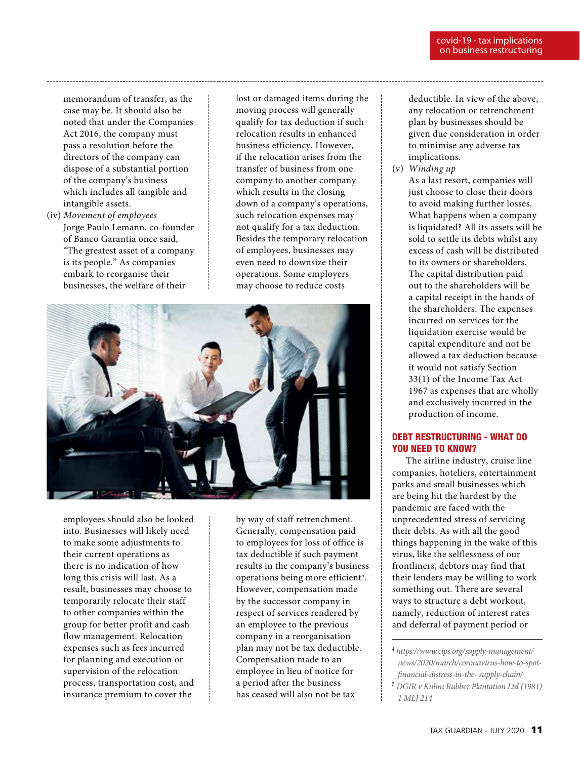memorandum of transfer, as the case may be. It should also be noted that under the Companies Act 2016, the company must pass a resolution before the directors of the company can dispose of a substantial portion of the company's business which includes all tangible and intangible assets.

(iv) *Movement of employees*

Jorge Paulo Lemann, co-founder of Banco Garantia once said, "The greatest asset of a company is its people." As companies embark to reorganise their businesses, the welfare of their employees should also be looked into. Businesses will likely need to make some adjustments to their current operations as there is no indication of how long this crisis will last. As a result, businesses may choose to temporarily relocate their staff to other companies within the group for better profit and cash flow management. Relocation expenses such as fees incurred for planning and execution or supervision of the relocation process, transportation cost, and insurance premium to cover the lost or damaged items during the moving process will generally qualify for tax deduction if such relocation results in enhanced business efficiency. However, if the relocation arises from the transfer of business from one company to another company which results in the closing down of a company's operations, such relocation expenses may not qualify for a tax deduction. Besides the temporary relocation of employees, businesses may even need to downsize their operations. Some employers may choose to reduce costs by way of staff retrenchment. Generally, compensation paid to employees for loss of office is tax deductible if such payment results in the company's business operations being more efficient[5]. However, compensation made by the successor company in respect of services rendered by an employee to the previous company in a reorganisation plan may not be tax deductible. Compensation made to an employee in lieu of notice for a period after the business has ceased will also not be tax deductible. In view of the above, any relocation or retrenchment plan by businesses should be given due consideration in order to minimise any adverse tax implications.

(v) *Winding up*

As a last resort, companies will just choose to close their doors to avoid making further losses. What happens when a company is liquidated? All its assets will be sold to settle its debts whilst any excess of cash will be distributed to its owners or shareholders. The capital distribution paid out to the shareholders will be a capital receipt in the hands of the shareholders. The expenses incurred on services for the liquidation exercise would be capital expenditure and not be allowed a tax deduction because it would not satisfy Section 33(1) of the Income Tax Act 1967 as expenses that are wholly and exclusively incurred in the production of income.

## DEBT RESTRUCTURING - WHAT DO YOU NEED TO KNOW?

The airline industry, cruise line companies, hoteliers, entertainment parks and small businesses which are being hit the hardest by the pandemic are faced with the unprecedented stress of servicing their debts. As with all the good things happening in the wake of this virus, like the selflessness of our frontliners, debtors may find that their lenders may be willing to work something out. There are several ways to structure a debt workout, namely, reduction of interest rates and deferral of payment period or

---

[4] *https://www.cips.org/supply-management/news/2020/march/coronavirus-how-to-spot-financial-distress-in-the- supply-chain/*

[5] *DGIR v Kulim Rubber Plantation Ltd (1981) 1 MLJ 214*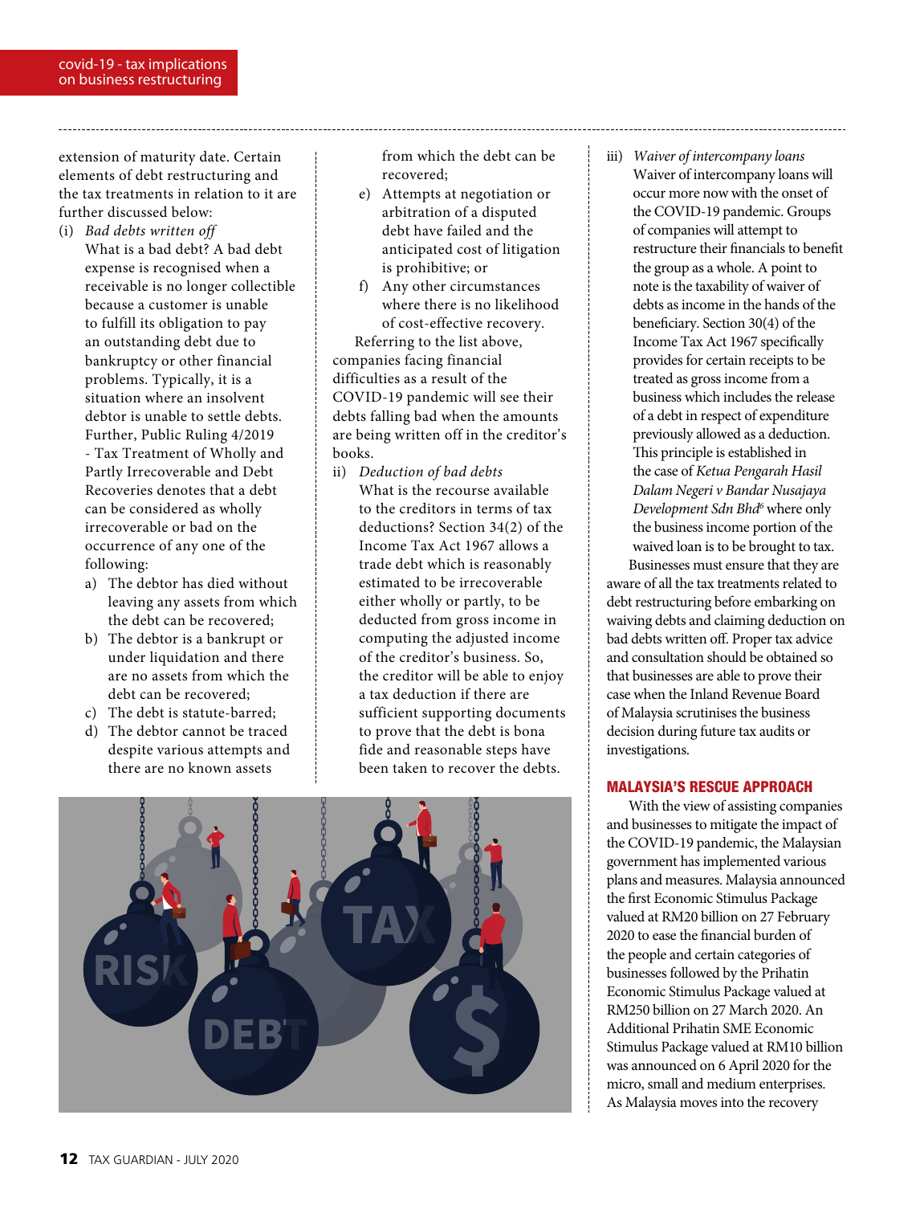extension of maturity date. Certain elements of debt restructuring and the tax treatments in relation to it are further discussed below:

(i) *Bad debts written off*

What is a bad debt? A bad debt expense is recognised when a receivable is no longer collectible because a customer is unable to fulfill its obligation to pay an outstanding debt due to bankruptcy or other financial problems. Typically, it is a situation where an insolvent debtor is unable to settle debts. Further, Public Ruling 4/2019 - Tax Treatment of Wholly and Partly Irrecoverable and Debt Recoveries denotes that a debt can be considered as wholly irrecoverable or bad on the occurrence of any one of the following:

a) The debtor has died without leaving any assets from which the debt can be recovered;
b) The debtor is a bankrupt or under liquidation and there are no assets from which the debt can be recovered;
c) The debt is statute-barred;
d) The debtor cannot be traced despite various attempts and there are no known assets from which the debt can be recovered;
e) Attempts at negotiation or arbitration of a disputed debt have failed and the anticipated cost of litigation is prohibitive; or
f) Any other circumstances where there is no likelihood of cost-effective recovery.

Referring to the list above, companies facing financial difficulties as a result of the COVID-19 pandemic will see their debts falling bad when the amounts are being written off in the creditor's books.

ii) *Deduction of bad debts*

What is the recourse available to the creditors in terms of tax deductions? Section 34(2) of the Income Tax Act 1967 allows a trade debt which is reasonably estimated to be irrecoverable either wholly or partly, to be deducted from gross income in computing the adjusted income of the creditor's business. So, the creditor will be able to enjoy a tax deduction if there are sufficient supporting documents to prove that the debt is bona fide and reasonable steps have been taken to recover the debts.

iii) *Waiver of intercompany loans*

Waiver of intercompany loans will occur more now with the onset of the COVID-19 pandemic. Groups of companies will attempt to restructure their financials to benefit the group as a whole. A point to note is the taxability of waiver of debts as income in the hands of the beneficiary. Section 30(4) of the Income Tax Act 1967 specifically provides for certain receipts to be treated as gross income from a business which includes the release of a debt in respect of expenditure previously allowed as a deduction. This principle is established in the case of *Ketua Pengarah Hasil Dalam Negeri v Bandar Nusajaya Development Sdn Bhd*[6] where only the business income portion of the waived loan is to be brought to tax.

Businesses must ensure that they are aware of all the tax treatments related to debt restructuring before embarking on waiving debts and claiming deduction on bad debts written off. Proper tax advice and consultation should be obtained so that businesses are able to prove their case when the Inland Revenue Board of Malaysia scrutinises the business decision during future tax audits or investigations.

## MALAYSIA'S RESCUE APPROACH

With the view of assisting companies and businesses to mitigate the impact of the COVID-19 pandemic, the Malaysian government has implemented various plans and measures. Malaysia announced the first Economic Stimulus Package valued at RM20 billion on 27 February 2020 to ease the financial burden of the people and certain categories of businesses followed by the Prihatin Economic Stimulus Package valued at RM250 billion on 27 March 2020. An Additional Prihatin SME Economic Stimulus Package valued at RM10 billion was announced on 6 April 2020 for the micro, small and medium enterprises. As Malaysia moves into the recovery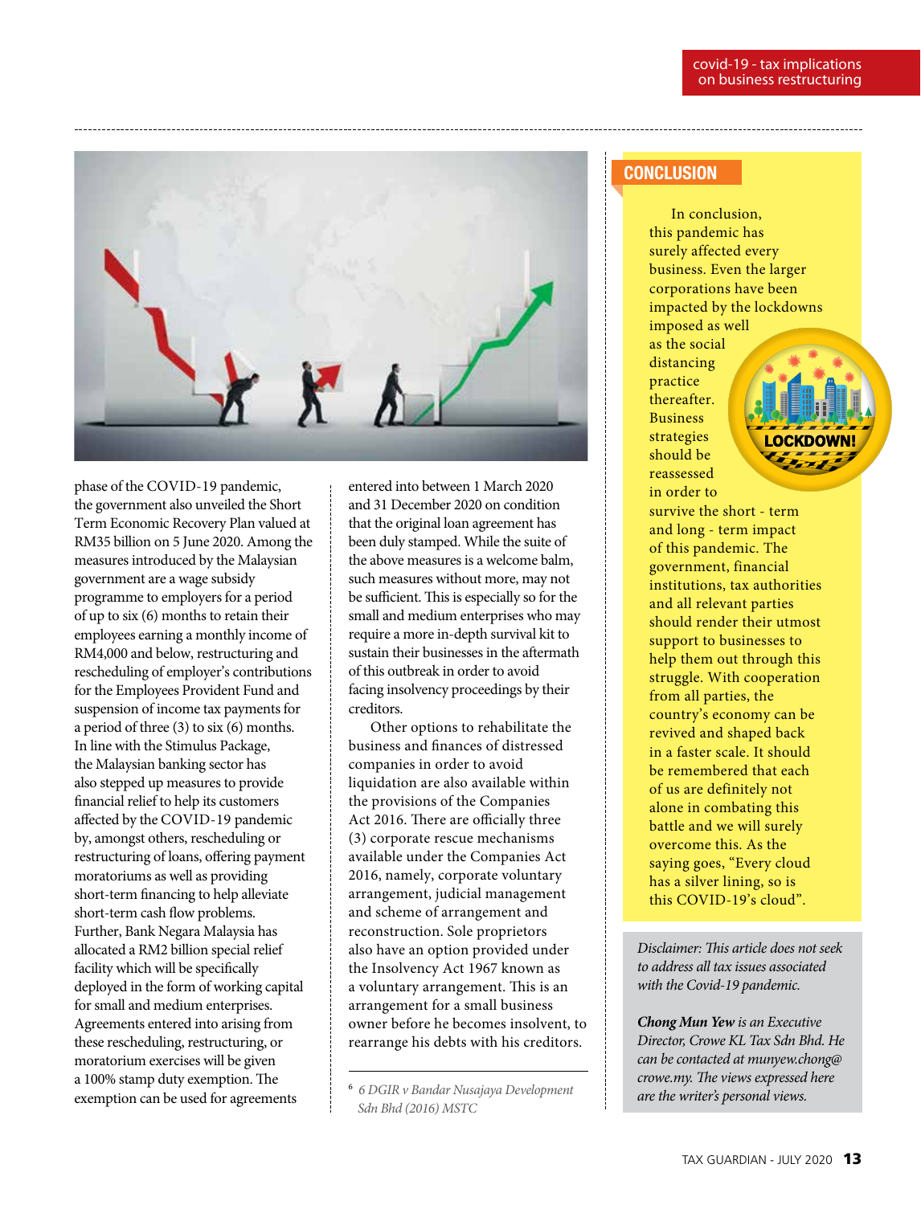phase of the COVID-19 pandemic, the government also unveiled the Short Term Economic Recovery Plan valued at RM35 billion on 5 June 2020. Among the measures introduced by the Malaysian government are a wage subsidy programme to employers for a period of up to six (6) months to retain their employees earning a monthly income of RM4,000 and below, restructuring and rescheduling of employer's contributions for the Employees Provident Fund and suspension of income tax payments for a period of three (3) to six (6) months. In line with the Stimulus Package, the Malaysian banking sector has also stepped up measures to provide financial relief to help its customers affected by the COVID-19 pandemic by, amongst others, rescheduling or restructuring of loans, offering payment moratoriums as well as providing short-term financing to help alleviate short-term cash flow problems. Further, Bank Negara Malaysia has allocated a RM2 billion special relief facility which will be specifically deployed in the form of working capital for small and medium enterprises. Agreements entered into arising from these rescheduling, restructuring, or moratorium exercises will be given a 100% stamp duty exemption. The exemption can be used for agreements entered into between 1 March 2020 and 31 December 2020 on condition that the original loan agreement has been duly stamped. While the suite of the above measures is a welcome balm, such measures without more, may not be sufficient. This is especially so for the small and medium enterprises who may require a more in-depth survival kit to sustain their businesses in the aftermath of this outbreak in order to avoid facing insolvency proceedings by their creditors.

Other options to rehabilitate the business and finances of distressed companies in order to avoid liquidation are also available within the provisions of the Companies Act 2016. There are officially three (3) corporate rescue mechanisms available under the Companies Act 2016, namely, corporate voluntary arrangement, judicial management and scheme of arrangement and reconstruction. Sole proprietors also have an option provided under the Insolvency Act 1967 known as a voluntary arrangement. This is an arrangement for a small business owner before he becomes insolvent, to rearrange his debts with his creditors.

[6] *6 DGIR v Bandar Nusajaya Development Sdn Bhd (2016) MSTC*

## CONCLUSION

In conclusion, this pandemic has surely affected every business. Even the larger corporations have been impacted by the lockdowns imposed as well as the social distancing practice thereafter. Business strategies should be reassessed in order to survive the short - term and long - term impact of this pandemic. The government, financial institutions, tax authorities and all relevant parties should render their utmost support to businesses to help them out through this struggle. With cooperation from all parties, the country's economy can be revived and shaped back in a faster scale. It should be remembered that each of us are definitely not alone in combating this battle and we will surely overcome this. As the saying goes, "Every cloud has a silver lining, so is this COVID-19's cloud".

*Disclaimer: This article does not seek to address all tax issues associated with the Covid-19 pandemic.*

***Chong Mun Yew** is an Executive Director, Crowe KL Tax Sdn Bhd. He can be contacted at munyew.chong@crowe.my. The views expressed here are the writer's personal views.*